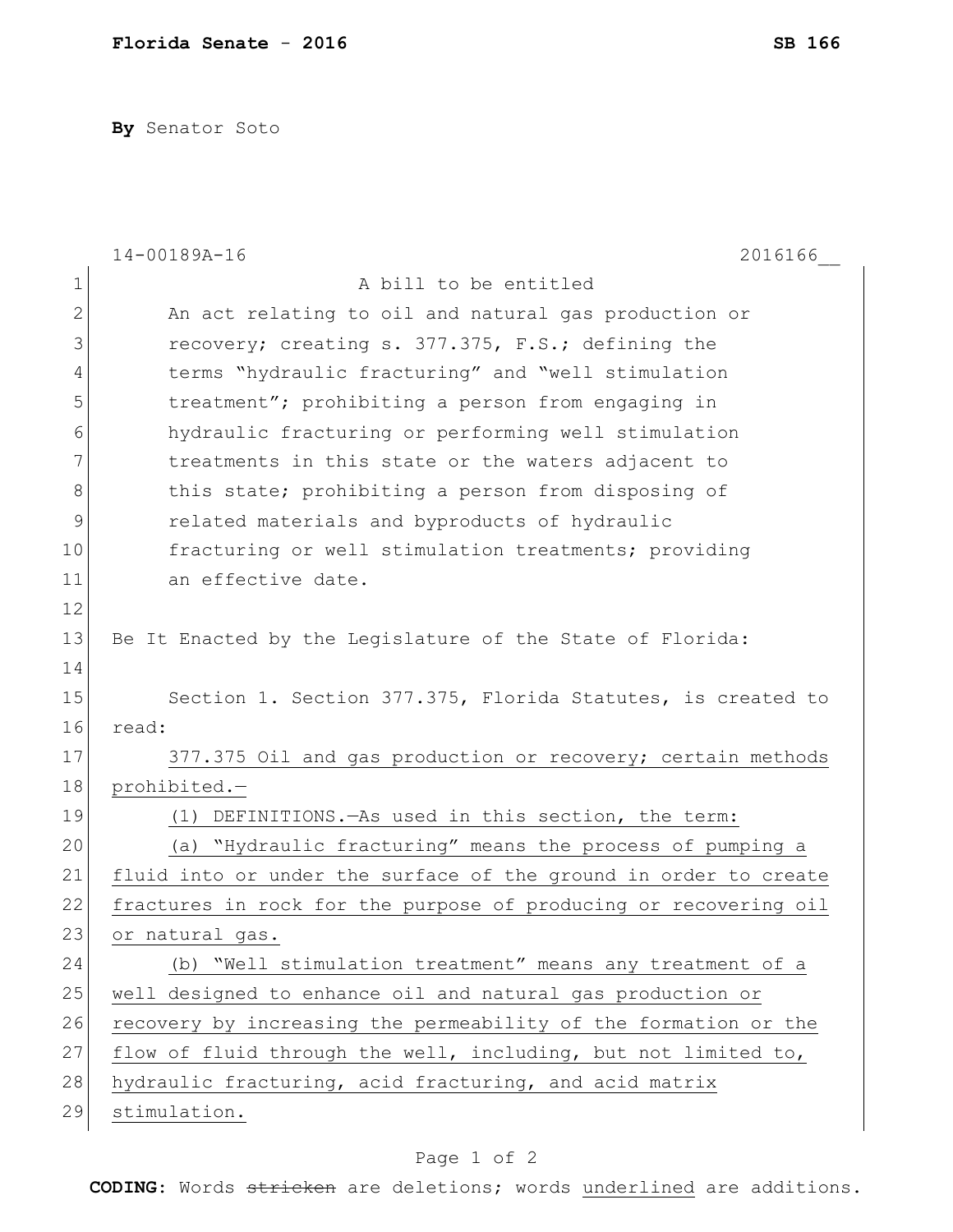**Florida Senate - 2016** **SB 166**

**By** Senator Soto

14-00189A-16 2016166__

A bill to be entitled

An act relating to oil and natural gas production or recovery; creating s. 377.375, F.S.; defining the terms "hydraulic fracturing" and "well stimulation treatment"; prohibiting a person from engaging in hydraulic fracturing or performing well stimulation treatments in this state or the waters adjacent to this state; prohibiting a person from disposing of related materials and byproducts of hydraulic fracturing or well stimulation treatments; providing an effective date.

Be It Enacted by the Legislature of the State of Florida:

Section 1. Section 377.375, Florida Statutes, is created to read:

377.375 Oil and gas production or recovery; certain methods prohibited.—

(1) DEFINITIONS.—As used in this section, the term:

(a) "Hydraulic fracturing" means the process of pumping a fluid into or under the surface of the ground in order to create fractures in rock for the purpose of producing or recovering oil or natural gas.

(b) "Well stimulation treatment" means any treatment of a well designed to enhance oil and natural gas production or recovery by increasing the permeability of the formation or the flow of fluid through the well, including, but not limited to, hydraulic fracturing, acid fracturing, and acid matrix stimulation.

**CODING:** Words ~~stricken~~ are deletions; words underlined are additions.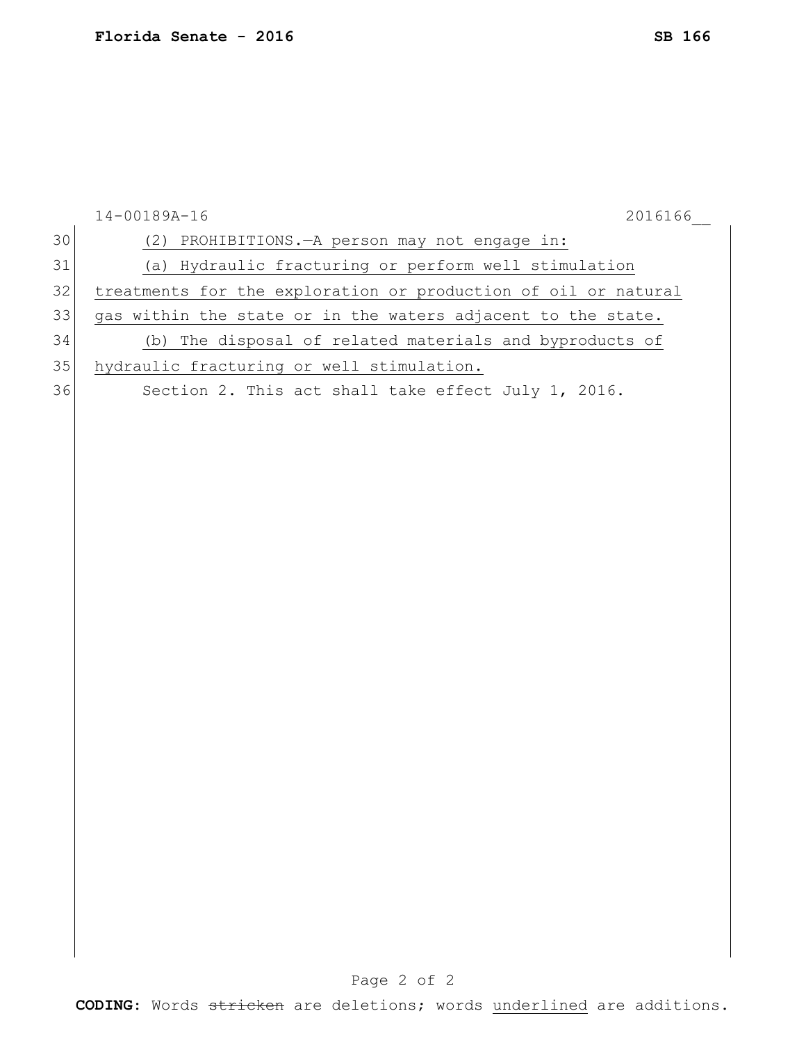(2) PROHIBITIONS.—A person may not engage in:

(a) Hydraulic fracturing or perform well stimulation treatments for the exploration or production of oil or natural gas within the state or in the waters adjacent to the state.

(b) The disposal of related materials and byproducts of hydraulic fracturing or well stimulation.

Section 2. This act shall take effect July 1, 2016.

**CODING:** Words stricken are deletions; words underlined are additions.